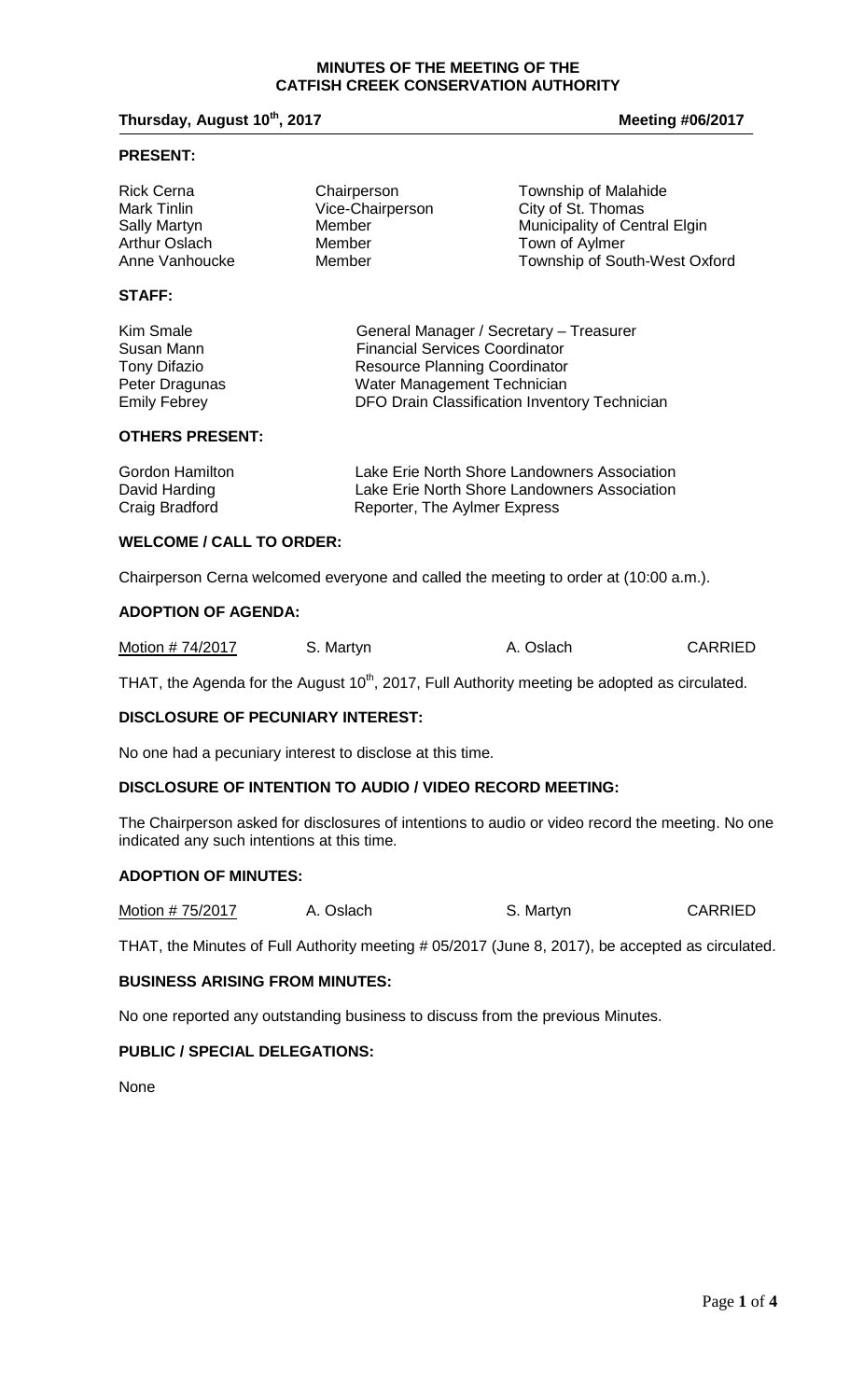# MINUTES OF THE MEETING OF THE CATFISH CREEK CONSERVATION AUTHORITY

**Thursday, August 10th, 2017** **Meeting #06/2017**

## PRESENT:

| | | |
|---|---|---|
| Rick Cerna | Chairperson | Township of Malahide |
| Mark Tinlin | Vice-Chairperson | City of St. Thomas |
| Sally Martyn | Member | Municipality of Central Elgin |
| Arthur Oslach | Member | Town of Aylmer |
| Anne Vanhoucke | Member | Township of South-West Oxford |

## STAFF:

| | |
|---|---|
| Kim Smale | General Manager / Secretary – Treasurer |
| Susan Mann | Financial Services Coordinator |
| Tony Difazio | Resource Planning Coordinator |
| Peter Dragunas | Water Management Technician |
| Emily Febrey | DFO Drain Classification Inventory Technician |

## OTHERS PRESENT:

| | |
|---|---|
| Gordon Hamilton | Lake Erie North Shore Landowners Association |
| David Harding | Lake Erie North Shore Landowners Association |
| Craig Bradford | Reporter, The Aylmer Express |

## WELCOME / CALL TO ORDER:

Chairperson Cerna welcomed everyone and called the meeting to order at (10:00 a.m.).

## ADOPTION OF AGENDA:

| | | | |
|---|---|---|---|
| Motion # 74/2017 | S. Martyn | A. Oslach | CARRIED |

THAT, the Agenda for the August 10th, 2017, Full Authority meeting be adopted as circulated.

## DISCLOSURE OF PECUNIARY INTEREST:

No one had a pecuniary interest to disclose at this time.

## DISCLOSURE OF INTENTION TO AUDIO / VIDEO RECORD MEETING:

The Chairperson asked for disclosures of intentions to audio or video record the meeting. No one indicated any such intentions at this time.

## ADOPTION OF MINUTES:

| | | | |
|---|---|---|---|
| Motion # 75/2017 | A. Oslach | S. Martyn | CARRIED |

THAT, the Minutes of Full Authority meeting # 05/2017 (June 8, 2017), be accepted as circulated.

## BUSINESS ARISING FROM MINUTES:

No one reported any outstanding business to discuss from the previous Minutes.

## PUBLIC / SPECIAL DELEGATIONS:

None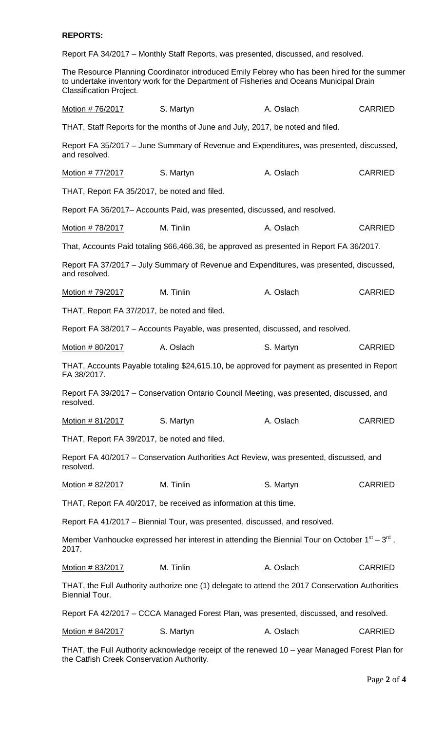**REPORTS:**

Report FA 34/2017 – Monthly Staff Reports, was presented, discussed, and resolved.

The Resource Planning Coordinator introduced Emily Febrey who has been hired for the summer to undertake inventory work for the Department of Fisheries and Oceans Municipal Drain Classification Project.

| <u>Motion # 76/2017</u> | S. Martyn | A. Oslach | CARRIED |
|---|---|---|---|

THAT, Staff Reports for the months of June and July, 2017, be noted and filed.

Report FA 35/2017 – June Summary of Revenue and Expenditures, was presented, discussed, and resolved.

| <u>Motion # 77/2017</u> | S. Martyn | A. Oslach | CARRIED |
|---|---|---|---|

THAT, Report FA 35/2017, be noted and filed.

Report FA 36/2017– Accounts Paid, was presented, discussed, and resolved.

| <u>Motion # 78/2017</u> | M. Tinlin | A. Oslach | CARRIED |
|---|---|---|---|

That, Accounts Paid totaling $66,466.36, be approved as presented in Report FA 36/2017.

Report FA 37/2017 – July Summary of Revenue and Expenditures, was presented, discussed, and resolved.

| <u>Motion # 79/2017</u> | M. Tinlin | A. Oslach | CARRIED |
|---|---|---|---|

THAT, Report FA 37/2017, be noted and filed.

Report FA 38/2017 – Accounts Payable, was presented, discussed, and resolved.

| <u>Motion # 80/2017</u> | A. Oslach | S. Martyn | CARRIED |
|---|---|---|---|

THAT, Accounts Payable totaling $24,615.10, be approved for payment as presented in Report FA 38/2017.

Report FA 39/2017 – Conservation Ontario Council Meeting, was presented, discussed, and resolved.

| <u>Motion # 81/2017</u> | S. Martyn | A. Oslach | CARRIED |
|---|---|---|---|

THAT, Report FA 39/2017, be noted and filed.

Report FA 40/2017 – Conservation Authorities Act Review, was presented, discussed, and resolved.

| <u>Motion # 82/2017</u> | M. Tinlin | S. Martyn | CARRIED |
|---|---|---|---|

THAT, Report FA 40/2017, be received as information at this time.

Report FA 41/2017 – Biennial Tour, was presented, discussed, and resolved.

Member Vanhoucke expressed her interest in attending the Biennial Tour on October 1st – 3rd, 2017.

| <u>Motion # 83/2017</u> | M. Tinlin | A. Oslach | CARRIED |
|---|---|---|---|

THAT, the Full Authority authorize one (1) delegate to attend the 2017 Conservation Authorities Biennial Tour.

Report FA 42/2017 – CCCA Managed Forest Plan, was presented, discussed, and resolved.

| <u>Motion # 84/2017</u> | S. Martyn | A. Oslach | CARRIED |
|---|---|---|---|

THAT, the Full Authority acknowledge receipt of the renewed 10 – year Managed Forest Plan for the Catfish Creek Conservation Authority.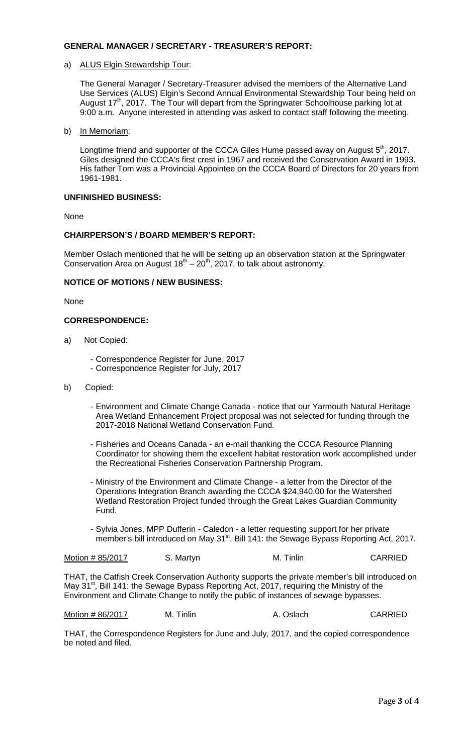**GENERAL MANAGER / SECRETARY - TREASURER'S REPORT:**

a) ALUS Elgin Stewardship Tour:

The General Manager / Secretary-Treasurer advised the members of the Alternative Land Use Services (ALUS) Elgin's Second Annual Environmental Stewardship Tour being held on August 17th, 2017. The Tour will depart from the Springwater Schoolhouse parking lot at 9:00 a.m. Anyone interested in attending was asked to contact staff following the meeting.

b) In Memoriam:

Longtime friend and supporter of the CCCA Giles Hume passed away on August 5th, 2017. Giles designed the CCCA's first crest in 1967 and received the Conservation Award in 1993. His father Tom was a Provincial Appointee on the CCCA Board of Directors for 20 years from 1961-1981.

**UNFINISHED BUSINESS:**

None

**CHAIRPERSON'S / BOARD MEMBER'S REPORT:**

Member Oslach mentioned that he will be setting up an observation station at the Springwater Conservation Area on August 18th – 20th, 2017, to talk about astronomy.

**NOTICE OF MOTIONS / NEW BUSINESS:**

None

**CORRESPONDENCE:**

a) Not Copied:

- Correspondence Register for June, 2017
- Correspondence Register for July, 2017

b) Copied:

- Environment and Climate Change Canada - notice that our Yarmouth Natural Heritage Area Wetland Enhancement Project proposal was not selected for funding through the 2017-2018 National Wetland Conservation Fund.

- Fisheries and Oceans Canada - an e-mail thanking the CCCA Resource Planning Coordinator for showing them the excellent habitat restoration work accomplished under the Recreational Fisheries Conservation Partnership Program.

- Ministry of the Environment and Climate Change - a letter from the Director of the Operations Integration Branch awarding the CCCA $24,940.00 for the Watershed Wetland Restoration Project funded through the Great Lakes Guardian Community Fund.

- Sylvia Jones, MPP Dufferin - Caledon - a letter requesting support for her private member's bill introduced on May 31st, Bill 141: the Sewage Bypass Reporting Act, 2017.

| Motion # 85/2017 | S. Martyn | M. Tinlin | CARRIED |
|---|---|---|---|

THAT, the Catfish Creek Conservation Authority supports the private member's bill introduced on May 31st, Bill 141: the Sewage Bypass Reporting Act, 2017, requiring the Ministry of the Environment and Climate Change to notify the public of instances of sewage bypasses.

| Motion # 86/2017 | M. Tinlin | A. Oslach | CARRIED |
|---|---|---|---|

THAT, the Correspondence Registers for June and July, 2017, and the copied correspondence be noted and filed.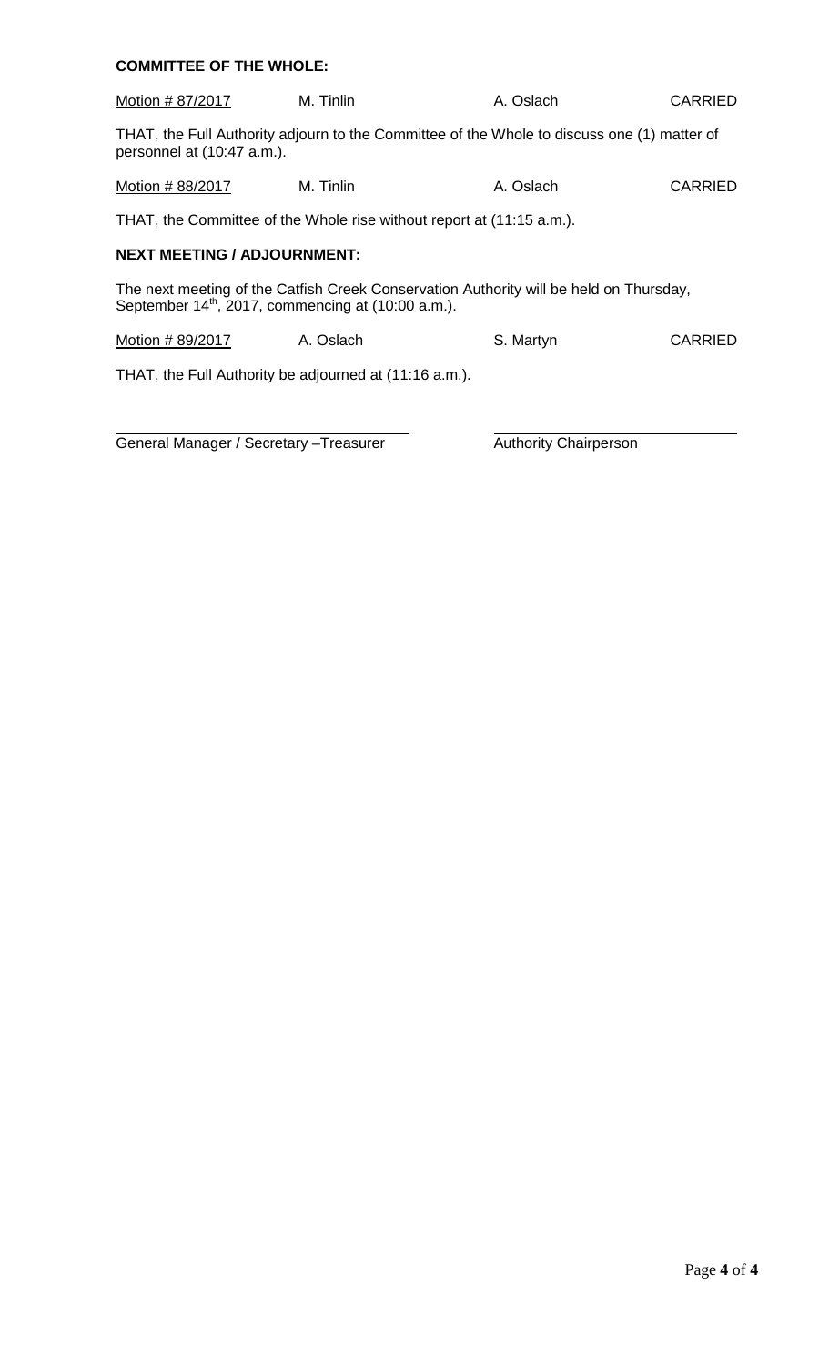**COMMITTEE OF THE WHOLE:**

| | | | |
|---|---|---|---|
| Motion # 87/2017 | M. Tinlin | A. Oslach | CARRIED |

THAT, the Full Authority adjourn to the Committee of the Whole to discuss one (1) matter of personnel at (10:47 a.m.).

| | | | |
|---|---|---|---|
| Motion # 88/2017 | M. Tinlin | A. Oslach | CARRIED |

THAT, the Committee of the Whole rise without report at (11:15 a.m.).

**NEXT MEETING / ADJOURNMENT:**

The next meeting of the Catfish Creek Conservation Authority will be held on Thursday, September 14th, 2017, commencing at (10:00 a.m.).

| | | | |
|---|---|---|---|
| Motion # 89/2017 | A. Oslach | S. Martyn | CARRIED |

THAT, the Full Authority be adjourned at (11:16 a.m.).

General Manager / Secretary –Treasurer

Authority Chairperson